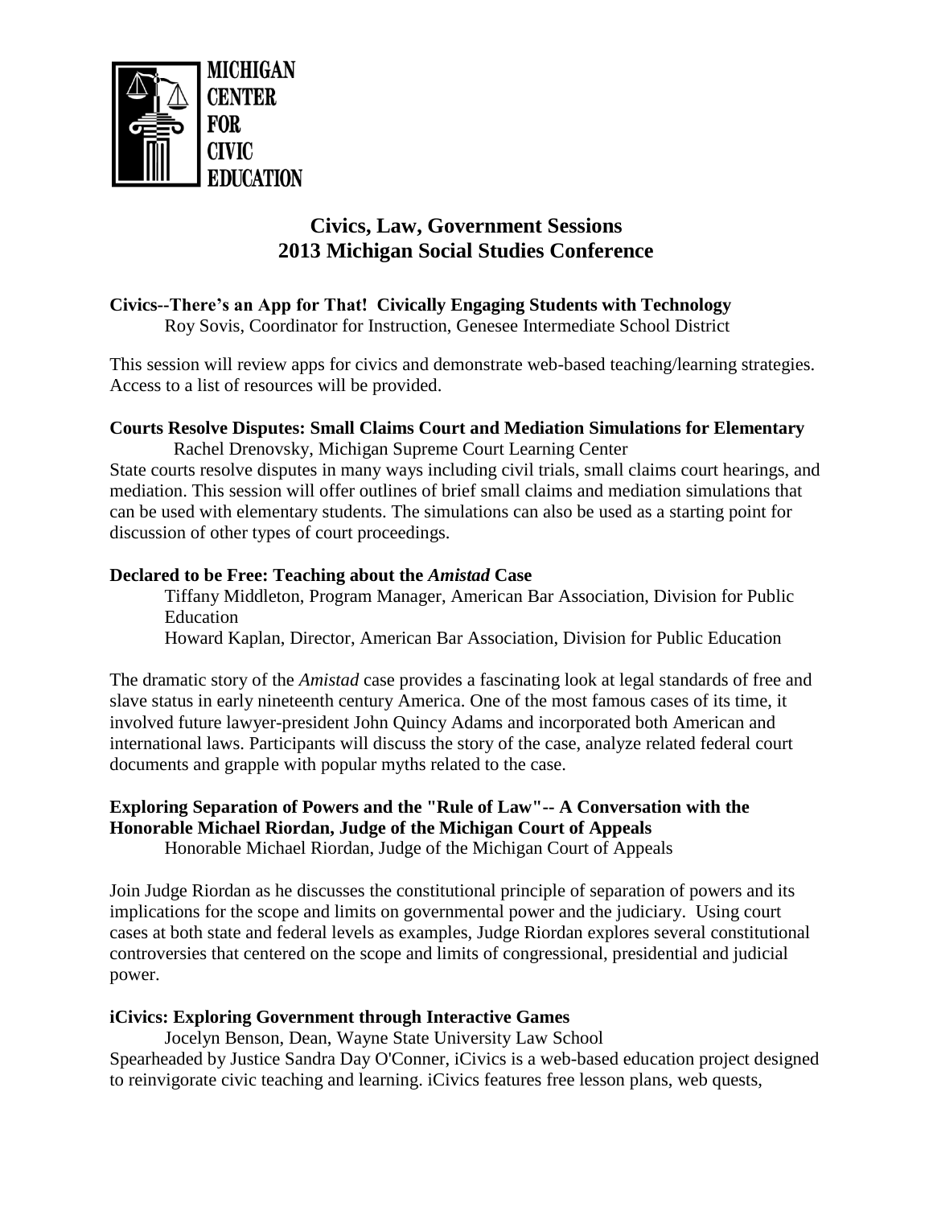MICHIGAN
CENTER
FOR
CIVIC
EDUCATION

# Civics, Law, Government Sessions
# 2013 Michigan Social Studies Conference

**Civics--There's an App for That! Civically Engaging Students with Technology**
Roy Sovis, Coordinator for Instruction, Genesee Intermediate School District

This session will review apps for civics and demonstrate web-based teaching/learning strategies. Access to a list of resources will be provided.

**Courts Resolve Disputes: Small Claims Court and Mediation Simulations for Elementary**
Rachel Drenovsky, Michigan Supreme Court Learning Center
State courts resolve disputes in many ways including civil trials, small claims court hearings, and mediation. This session will offer outlines of brief small claims and mediation simulations that can be used with elementary students. The simulations can also be used as a starting point for discussion of other types of court proceedings.

**Declared to be Free: Teaching about the *Amistad* Case**
Tiffany Middleton, Program Manager, American Bar Association, Division for Public Education
Howard Kaplan, Director, American Bar Association, Division for Public Education

The dramatic story of the *Amistad* case provides a fascinating look at legal standards of free and slave status in early nineteenth century America. One of the most famous cases of its time, it involved future lawyer-president John Quincy Adams and incorporated both American and international laws. Participants will discuss the story of the case, analyze related federal court documents and grapple with popular myths related to the case.

**Exploring Separation of Powers and the "Rule of Law"-- A Conversation with the Honorable Michael Riordan, Judge of the Michigan Court of Appeals**
Honorable Michael Riordan, Judge of the Michigan Court of Appeals

Join Judge Riordan as he discusses the constitutional principle of separation of powers and its implications for the scope and limits on governmental power and the judiciary. Using court cases at both state and federal levels as examples, Judge Riordan explores several constitutional controversies that centered on the scope and limits of congressional, presidential and judicial power.

**iCivics: Exploring Government through Interactive Games**
Jocelyn Benson, Dean, Wayne State University Law School
Spearheaded by Justice Sandra Day O'Conner, iCivics is a web-based education project designed to reinvigorate civic teaching and learning. iCivics features free lesson plans, web quests,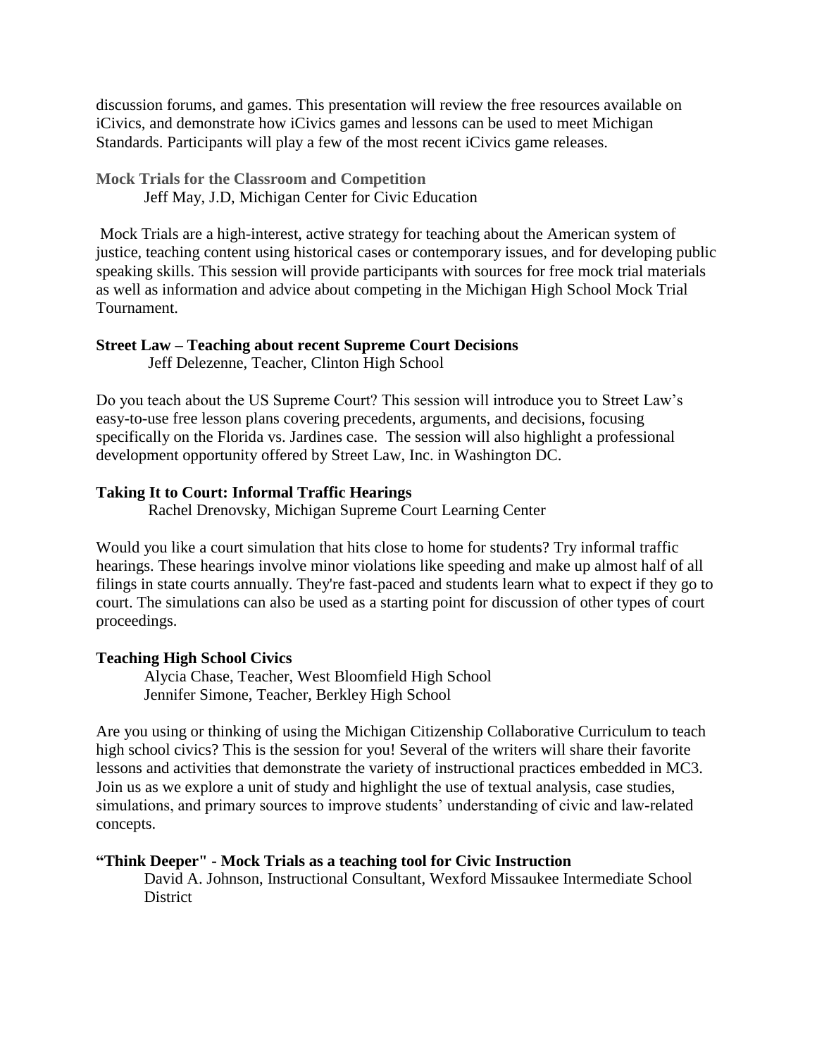discussion forums, and games. This presentation will review the free resources available on iCivics, and demonstrate how iCivics games and lessons can be used to meet Michigan Standards. Participants will play a few of the most recent iCivics game releases.

**Mock Trials for the Classroom and Competition**
Jeff May, J.D, Michigan Center for Civic Education

Mock Trials are a high-interest, active strategy for teaching about the American system of justice, teaching content using historical cases or contemporary issues, and for developing public speaking skills. This session will provide participants with sources for free mock trial materials as well as information and advice about competing in the Michigan High School Mock Trial Tournament.

**Street Law – Teaching about recent Supreme Court Decisions**
Jeff Delezenne, Teacher, Clinton High School

Do you teach about the US Supreme Court? This session will introduce you to Street Law's easy-to-use free lesson plans covering precedents, arguments, and decisions, focusing specifically on the Florida vs. Jardines case. The session will also highlight a professional development opportunity offered by Street Law, Inc. in Washington DC.

**Taking It to Court: Informal Traffic Hearings**
Rachel Drenovsky, Michigan Supreme Court Learning Center

Would you like a court simulation that hits close to home for students? Try informal traffic hearings. These hearings involve minor violations like speeding and make up almost half of all filings in state courts annually. They're fast-paced and students learn what to expect if they go to court. The simulations can also be used as a starting point for discussion of other types of court proceedings.

**Teaching High School Civics**
Alycia Chase, Teacher, West Bloomfield High School
Jennifer Simone, Teacher, Berkley High School

Are you using or thinking of using the Michigan Citizenship Collaborative Curriculum to teach high school civics? This is the session for you! Several of the writers will share their favorite lessons and activities that demonstrate the variety of instructional practices embedded in MC3. Join us as we explore a unit of study and highlight the use of textual analysis, case studies, simulations, and primary sources to improve students' understanding of civic and law-related concepts.

**"Think Deeper" - Mock Trials as a teaching tool for Civic Instruction**
David A. Johnson, Instructional Consultant, Wexford Missaukee Intermediate School District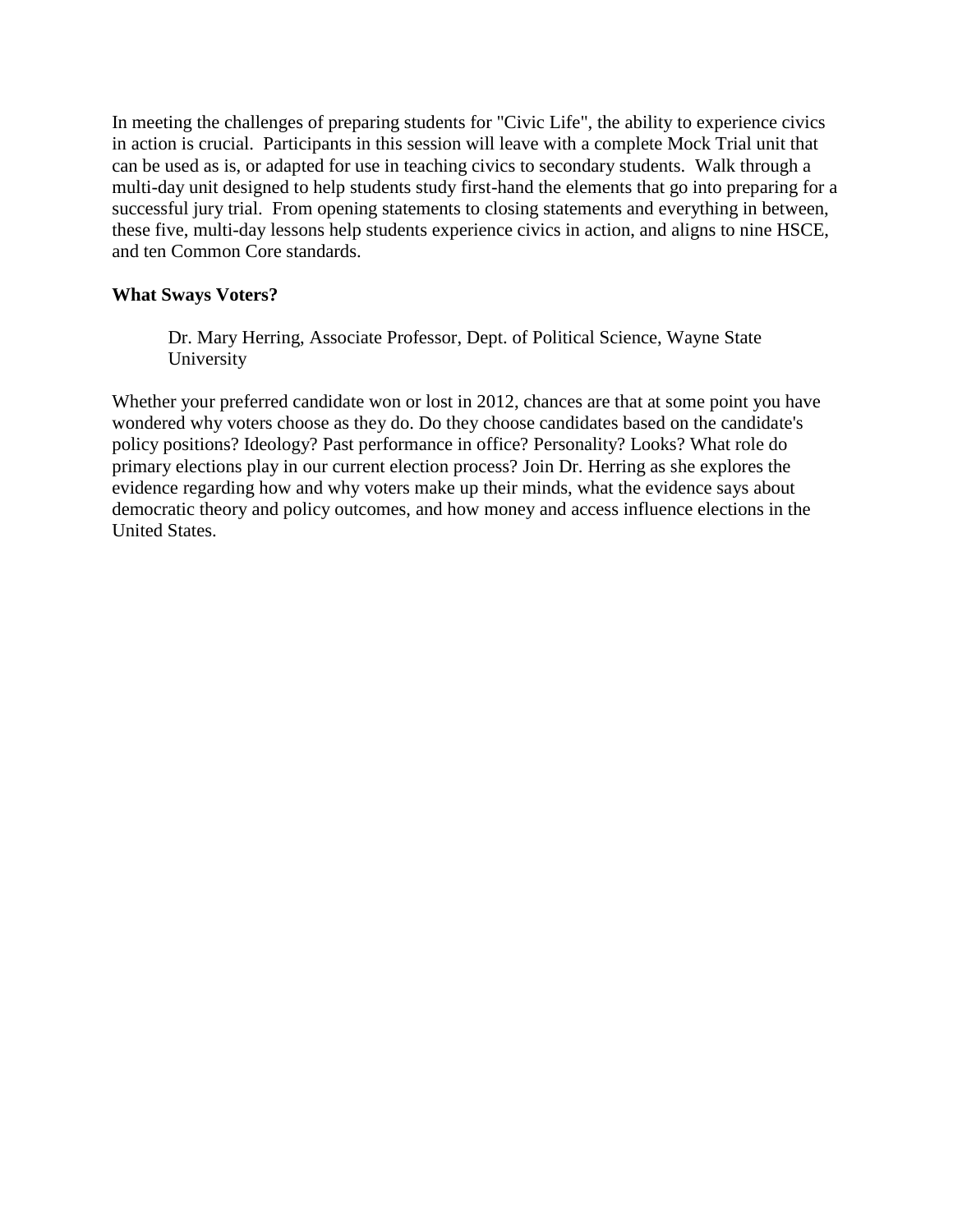In meeting the challenges of preparing students for "Civic Life", the ability to experience civics in action is crucial. Participants in this session will leave with a complete Mock Trial unit that can be used as is, or adapted for use in teaching civics to secondary students. Walk through a multi-day unit designed to help students study first-hand the elements that go into preparing for a successful jury trial. From opening statements to closing statements and everything in between, these five, multi-day lessons help students experience civics in action, and aligns to nine HSCE, and ten Common Core standards.

**What Sways Voters?**

> Dr. Mary Herring, Associate Professor, Dept. of Political Science, Wayne State University

Whether your preferred candidate won or lost in 2012, chances are that at some point you have wondered why voters choose as they do. Do they choose candidates based on the candidate's policy positions? Ideology? Past performance in office? Personality? Looks? What role do primary elections play in our current election process? Join Dr. Herring as she explores the evidence regarding how and why voters make up their minds, what the evidence says about democratic theory and policy outcomes, and how money and access influence elections in the United States.